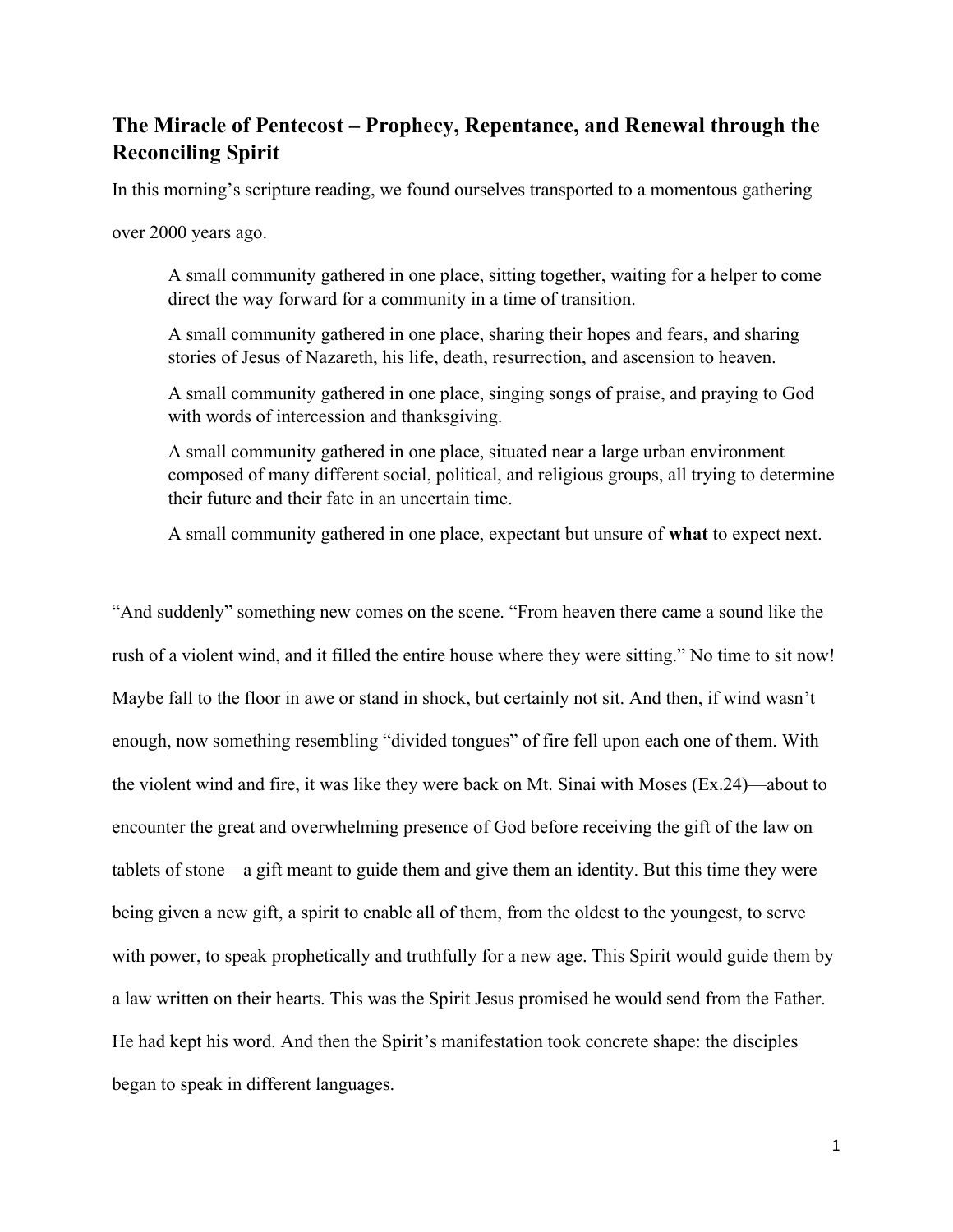## The Miracle of Pentecost – Prophecy, Repentance, and Renewal through the Reconciling Spirit

In this morning's scripture reading, we found ourselves transported to a momentous gathering over 2000 years ago.

> A small community gathered in one place, sitting together, waiting for a helper to come direct the way forward for a community in a time of transition.
>
> A small community gathered in one place, sharing their hopes and fears, and sharing stories of Jesus of Nazareth, his life, death, resurrection, and ascension to heaven.
>
> A small community gathered in one place, singing songs of praise, and praying to God with words of intercession and thanksgiving.
>
> A small community gathered in one place, situated near a large urban environment composed of many different social, political, and religious groups, all trying to determine their future and their fate in an uncertain time.
>
> A small community gathered in one place, expectant but unsure of **what** to expect next.

"And suddenly" something new comes on the scene. "From heaven there came a sound like the rush of a violent wind, and it filled the entire house where they were sitting." No time to sit now! Maybe fall to the floor in awe or stand in shock, but certainly not sit. And then, if wind wasn't enough, now something resembling "divided tongues" of fire fell upon each one of them. With the violent wind and fire, it was like they were back on Mt. Sinai with Moses (Ex.24)—about to encounter the great and overwhelming presence of God before receiving the gift of the law on tablets of stone—a gift meant to guide them and give them an identity. But this time they were being given a new gift, a spirit to enable all of them, from the oldest to the youngest, to serve with power, to speak prophetically and truthfully for a new age. This Spirit would guide them by a law written on their hearts. This was the Spirit Jesus promised he would send from the Father. He had kept his word. And then the Spirit's manifestation took concrete shape: the disciples began to speak in different languages.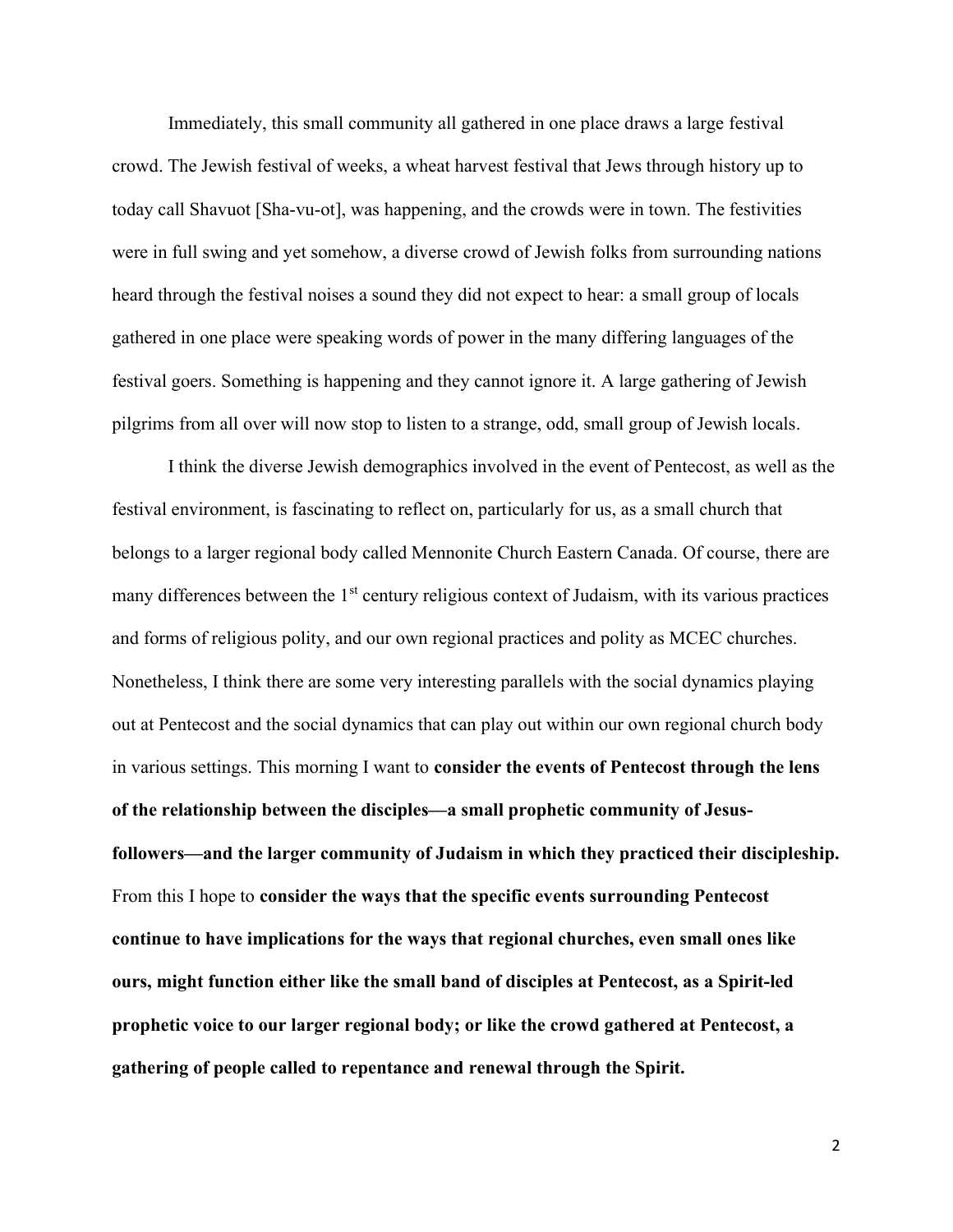Immediately, this small community all gathered in one place draws a large festival crowd. The Jewish festival of weeks, a wheat harvest festival that Jews through history up to today call Shavuot [Sha-vu-ot], was happening, and the crowds were in town. The festivities were in full swing and yet somehow, a diverse crowd of Jewish folks from surrounding nations heard through the festival noises a sound they did not expect to hear: a small group of locals gathered in one place were speaking words of power in the many differing languages of the festival goers. Something is happening and they cannot ignore it. A large gathering of Jewish pilgrims from all over will now stop to listen to a strange, odd, small group of Jewish locals.

I think the diverse Jewish demographics involved in the event of Pentecost, as well as the festival environment, is fascinating to reflect on, particularly for us, as a small church that belongs to a larger regional body called Mennonite Church Eastern Canada. Of course, there are many differences between the 1st century religious context of Judaism, with its various practices and forms of religious polity, and our own regional practices and polity as MCEC churches. Nonetheless, I think there are some very interesting parallels with the social dynamics playing out at Pentecost and the social dynamics that can play out within our own regional church body in various settings. This morning I want to **consider the events of Pentecost through the lens of the relationship between the disciples—a small prophetic community of Jesus-followers—and the larger community of Judaism in which they practiced their discipleship.** From this I hope to **consider the ways that the specific events surrounding Pentecost continue to have implications for the ways that regional churches, even small ones like ours, might function either like the small band of disciples at Pentecost, as a Spirit-led prophetic voice to our larger regional body; or like the crowd gathered at Pentecost, a gathering of people called to repentance and renewal through the Spirit.**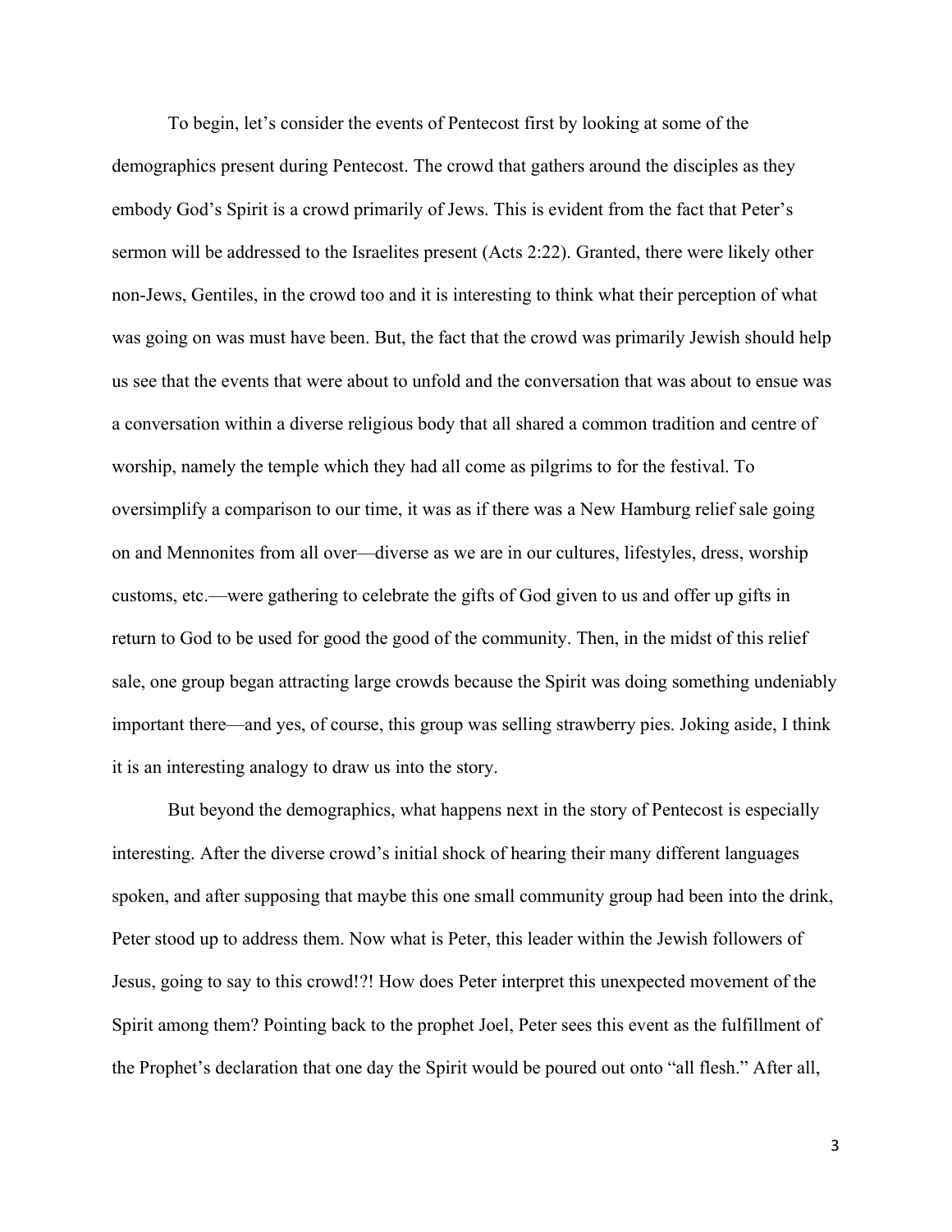To begin, let's consider the events of Pentecost first by looking at some of the demographics present during Pentecost. The crowd that gathers around the disciples as they embody God's Spirit is a crowd primarily of Jews. This is evident from the fact that Peter's sermon will be addressed to the Israelites present (Acts 2:22). Granted, there were likely other non-Jews, Gentiles, in the crowd too and it is interesting to think what their perception of what was going on was must have been. But, the fact that the crowd was primarily Jewish should help us see that the events that were about to unfold and the conversation that was about to ensue was a conversation within a diverse religious body that all shared a common tradition and centre of worship, namely the temple which they had all come as pilgrims to for the festival. To oversimplify a comparison to our time, it was as if there was a New Hamburg relief sale going on and Mennonites from all over—diverse as we are in our cultures, lifestyles, dress, worship customs, etc.—were gathering to celebrate the gifts of God given to us and offer up gifts in return to God to be used for good the good of the community. Then, in the midst of this relief sale, one group began attracting large crowds because the Spirit was doing something undeniably important there—and yes, of course, this group was selling strawberry pies. Joking aside, I think it is an interesting analogy to draw us into the story.

But beyond the demographics, what happens next in the story of Pentecost is especially interesting. After the diverse crowd's initial shock of hearing their many different languages spoken, and after supposing that maybe this one small community group had been into the drink, Peter stood up to address them. Now what is Peter, this leader within the Jewish followers of Jesus, going to say to this crowd!?! How does Peter interpret this unexpected movement of the Spirit among them? Pointing back to the prophet Joel, Peter sees this event as the fulfillment of the Prophet's declaration that one day the Spirit would be poured out onto "all flesh." After all,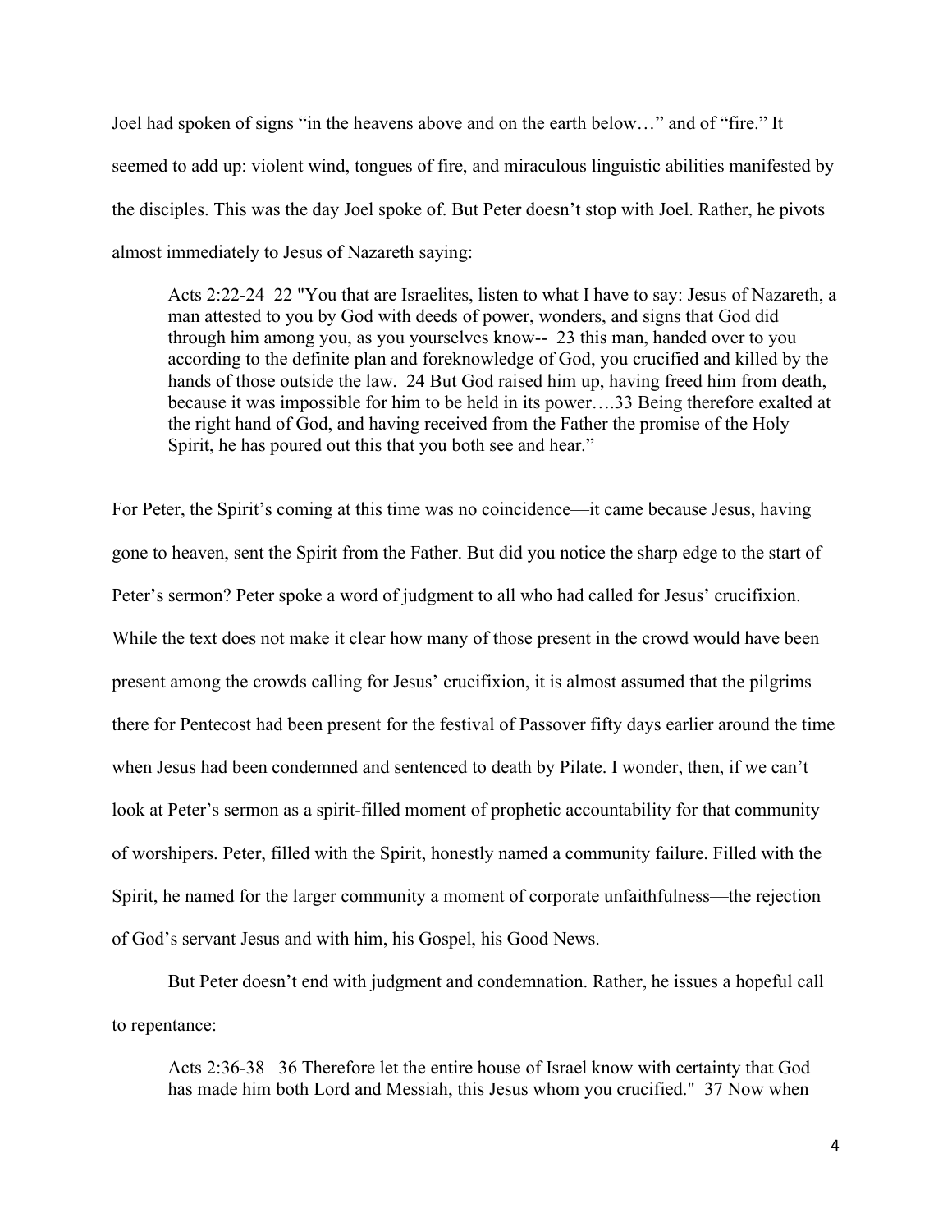Joel had spoken of signs "in the heavens above and on the earth below…" and of "fire." It seemed to add up: violent wind, tongues of fire, and miraculous linguistic abilities manifested by the disciples. This was the day Joel spoke of. But Peter doesn't stop with Joel. Rather, he pivots almost immediately to Jesus of Nazareth saying:

> Acts 2:22-24 22 "You that are Israelites, listen to what I have to say: Jesus of Nazareth, a man attested to you by God with deeds of power, wonders, and signs that God did through him among you, as you yourselves know-- 23 this man, handed over to you according to the definite plan and foreknowledge of God, you crucified and killed by the hands of those outside the law. 24 But God raised him up, having freed him from death, because it was impossible for him to be held in its power….33 Being therefore exalted at the right hand of God, and having received from the Father the promise of the Holy Spirit, he has poured out this that you both see and hear."

For Peter, the Spirit's coming at this time was no coincidence—it came because Jesus, having gone to heaven, sent the Spirit from the Father. But did you notice the sharp edge to the start of Peter's sermon? Peter spoke a word of judgment to all who had called for Jesus' crucifixion. While the text does not make it clear how many of those present in the crowd would have been present among the crowds calling for Jesus' crucifixion, it is almost assumed that the pilgrims there for Pentecost had been present for the festival of Passover fifty days earlier around the time when Jesus had been condemned and sentenced to death by Pilate. I wonder, then, if we can't look at Peter's sermon as a spirit-filled moment of prophetic accountability for that community of worshipers. Peter, filled with the Spirit, honestly named a community failure. Filled with the Spirit, he named for the larger community a moment of corporate unfaithfulness—the rejection of God's servant Jesus and with him, his Gospel, his Good News.

But Peter doesn't end with judgment and condemnation. Rather, he issues a hopeful call to repentance:

> Acts 2:36-38 36 Therefore let the entire house of Israel know with certainty that God has made him both Lord and Messiah, this Jesus whom you crucified." 37 Now when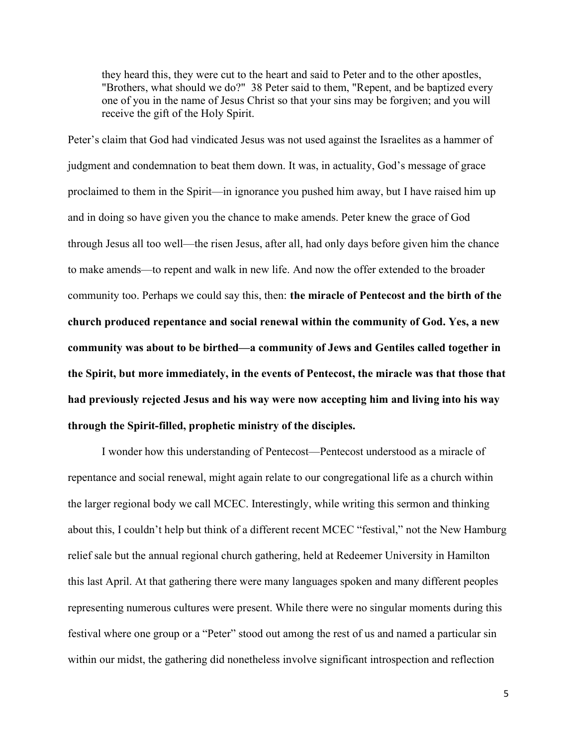> they heard this, they were cut to the heart and said to Peter and to the other apostles, "Brothers, what should we do?" 38 Peter said to them, "Repent, and be baptized every one of you in the name of Jesus Christ so that your sins may be forgiven; and you will receive the gift of the Holy Spirit.

Peter's claim that God had vindicated Jesus was not used against the Israelites as a hammer of judgment and condemnation to beat them down. It was, in actuality, God's message of grace proclaimed to them in the Spirit—in ignorance you pushed him away, but I have raised him up and in doing so have given you the chance to make amends. Peter knew the grace of God through Jesus all too well—the risen Jesus, after all, had only days before given him the chance to make amends—to repent and walk in new life. And now the offer extended to the broader community too. Perhaps we could say this, then: **the miracle of Pentecost and the birth of the church produced repentance and social renewal within the community of God. Yes, a new community was about to be birthed—a community of Jews and Gentiles called together in the Spirit, but more immediately, in the events of Pentecost, the miracle was that those that had previously rejected Jesus and his way were now accepting him and living into his way through the Spirit-filled, prophetic ministry of the disciples.**

I wonder how this understanding of Pentecost—Pentecost understood as a miracle of repentance and social renewal, might again relate to our congregational life as a church within the larger regional body we call MCEC. Interestingly, while writing this sermon and thinking about this, I couldn't help but think of a different recent MCEC "festival," not the New Hamburg relief sale but the annual regional church gathering, held at Redeemer University in Hamilton this last April. At that gathering there were many languages spoken and many different peoples representing numerous cultures were present. While there were no singular moments during this festival where one group or a "Peter" stood out among the rest of us and named a particular sin within our midst, the gathering did nonetheless involve significant introspection and reflection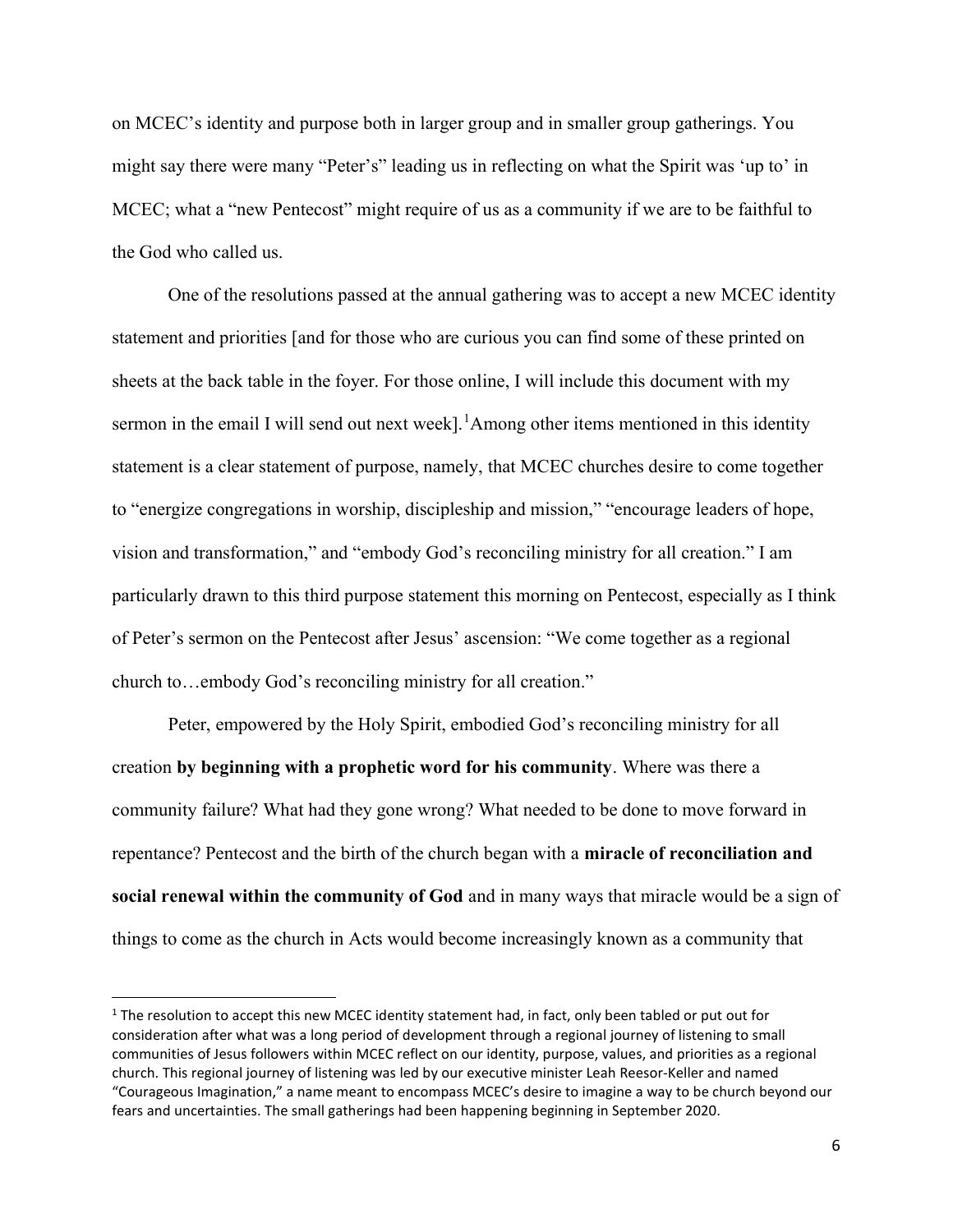on MCEC's identity and purpose both in larger group and in smaller group gatherings. You might say there were many "Peter's" leading us in reflecting on what the Spirit was 'up to' in MCEC; what a "new Pentecost" might require of us as a community if we are to be faithful to the God who called us.

One of the resolutions passed at the annual gathering was to accept a new MCEC identity statement and priorities [and for those who are curious you can find some of these printed on sheets at the back table in the foyer. For those online, I will include this document with my sermon in the email I will send out next week].[1] Among other items mentioned in this identity statement is a clear statement of purpose, namely, that MCEC churches desire to come together to "energize congregations in worship, discipleship and mission," "encourage leaders of hope, vision and transformation," and "embody God's reconciling ministry for all creation." I am particularly drawn to this third purpose statement this morning on Pentecost, especially as I think of Peter's sermon on the Pentecost after Jesus' ascension: "We come together as a regional church to…embody God's reconciling ministry for all creation."

Peter, empowered by the Holy Spirit, embodied God's reconciling ministry for all creation **by beginning with a prophetic word for his community**. Where was there a community failure? What had they gone wrong? What needed to be done to move forward in repentance? Pentecost and the birth of the church began with a **miracle of reconciliation and social renewal within the community of God** and in many ways that miracle would be a sign of things to come as the church in Acts would become increasingly known as a community that

[1] The resolution to accept this new MCEC identity statement had, in fact, only been tabled or put out for consideration after what was a long period of development through a regional journey of listening to small communities of Jesus followers within MCEC reflect on our identity, purpose, values, and priorities as a regional church. This regional journey of listening was led by our executive minister Leah Reesor-Keller and named "Courageous Imagination," a name meant to encompass MCEC's desire to imagine a way to be church beyond our fears and uncertainties. The small gatherings had been happening beginning in September 2020.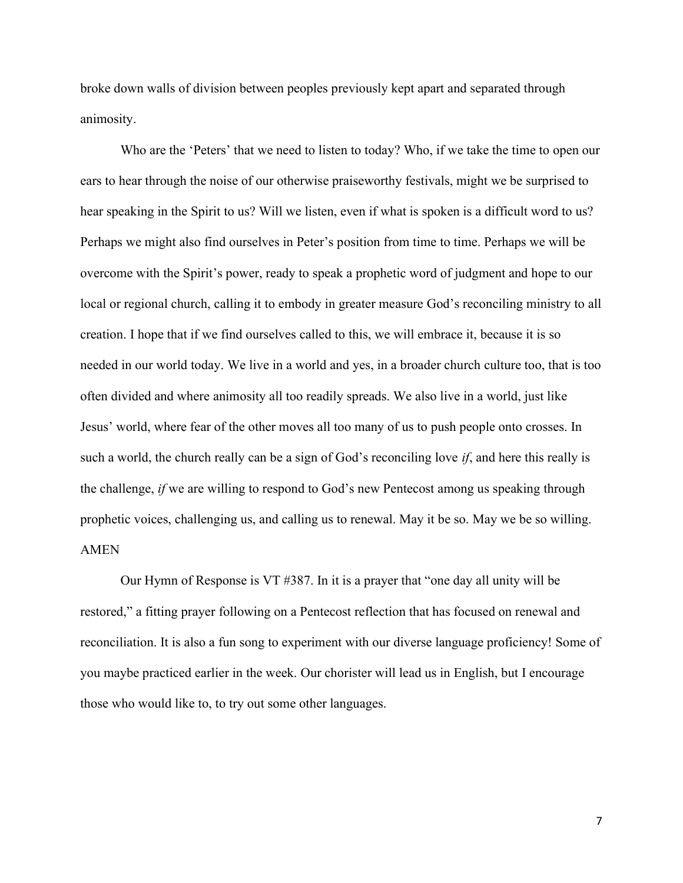broke down walls of division between peoples previously kept apart and separated through animosity.

Who are the 'Peters' that we need to listen to today? Who, if we take the time to open our ears to hear through the noise of our otherwise praiseworthy festivals, might we be surprised to hear speaking in the Spirit to us? Will we listen, even if what is spoken is a difficult word to us? Perhaps we might also find ourselves in Peter's position from time to time. Perhaps we will be overcome with the Spirit's power, ready to speak a prophetic word of judgment and hope to our local or regional church, calling it to embody in greater measure God's reconciling ministry to all creation. I hope that if we find ourselves called to this, we will embrace it, because it is so needed in our world today. We live in a world and yes, in a broader church culture too, that is too often divided and where animosity all too readily spreads. We also live in a world, just like Jesus' world, where fear of the other moves all too many of us to push people onto crosses. In such a world, the church really can be a sign of God's reconciling love *if*, and here this really is the challenge, *if* we are willing to respond to God's new Pentecost among us speaking through prophetic voices, challenging us, and calling us to renewal. May it be so. May we be so willing. AMEN

Our Hymn of Response is VT #387. In it is a prayer that "one day all unity will be restored," a fitting prayer following on a Pentecost reflection that has focused on renewal and reconciliation. It is also a fun song to experiment with our diverse language proficiency! Some of you maybe practiced earlier in the week. Our chorister will lead us in English, but I encourage those who would like to, to try out some other languages.